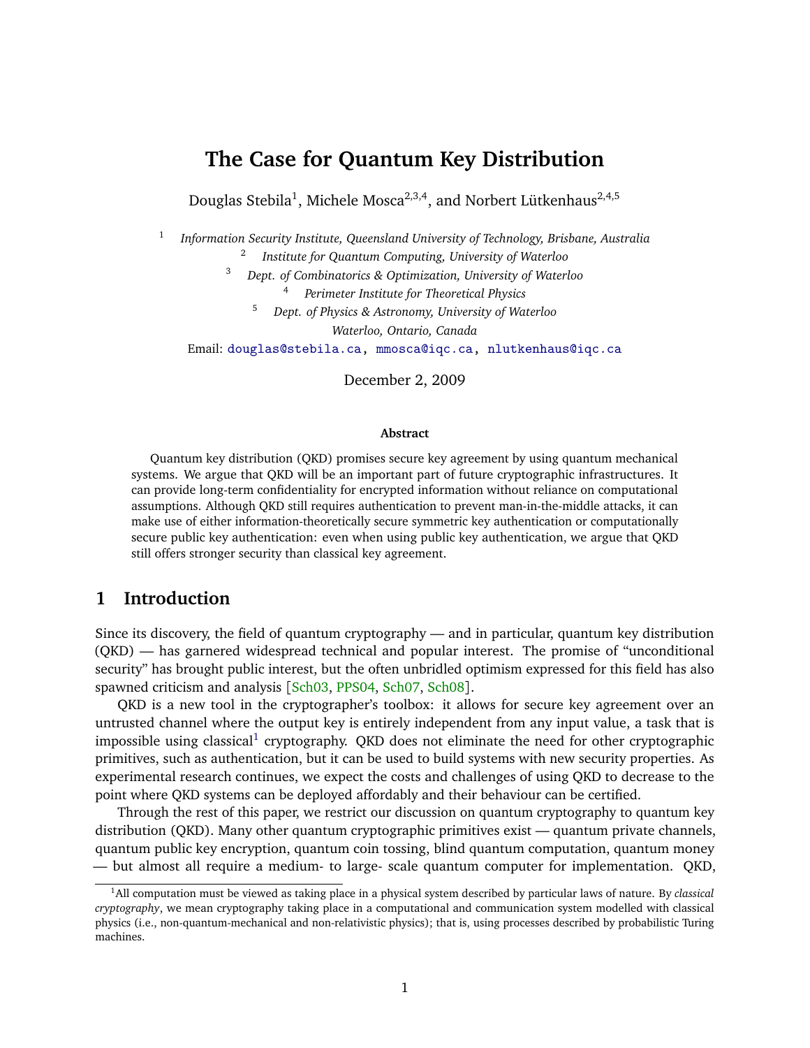# The Case for Quantum Key Distribution

Douglas Stebila[1], Michele Mosca[2,3,4], and Norbert Lütkenhaus[2,4,5]

[1] *Information Security Institute, Queensland University of Technology, Brisbane, Australia*
[2] *Institute for Quantum Computing, University of Waterloo*
[3] *Dept. of Combinatorics & Optimization, University of Waterloo*
[4] *Perimeter Institute for Theoretical Physics*
[5] *Dept. of Physics & Astronomy, University of Waterloo*
*Waterloo, Ontario, Canada*

Email: douglas@stebila.ca, mmosca@iqc.ca, nlutkenhaus@iqc.ca

December 2, 2009

**Abstract**

Quantum key distribution (QKD) promises secure key agreement by using quantum mechanical systems. We argue that QKD will be an important part of future cryptographic infrastructures. It can provide long-term confidentiality for encrypted information without reliance on computational assumptions. Although QKD still requires authentication to prevent man-in-the-middle attacks, it can make use of either information-theoretically secure symmetric key authentication or computationally secure public key authentication: even when using public key authentication, we argue that QKD still offers stronger security than classical key agreement.

## 1 Introduction

Since its discovery, the field of quantum cryptography — and in particular, quantum key distribution (QKD) — has garnered widespread technical and popular interest. The promise of "unconditional security" has brought public interest, but the often unbridled optimism expressed for this field has also spawned criticism and analysis [Sch03, PPS04, Sch07, Sch08].

QKD is a new tool in the cryptographer's toolbox: it allows for secure key agreement over an untrusted channel where the output key is entirely independent from any input value, a task that is impossible using classical[1] cryptography. QKD does not eliminate the need for other cryptographic primitives, such as authentication, but it can be used to build systems with new security properties. As experimental research continues, we expect the costs and challenges of using QKD to decrease to the point where QKD systems can be deployed affordably and their behaviour can be certified.

Through the rest of this paper, we restrict our discussion on quantum cryptography to quantum key distribution (QKD). Many other quantum cryptographic primitives exist — quantum private channels, quantum public key encryption, quantum coin tossing, blind quantum computation, quantum money — but almost all require a medium- to large- scale quantum computer for implementation. QKD,

[1] All computation must be viewed as taking place in a physical system described by particular laws of nature. By *classical cryptography*, we mean cryptography taking place in a computational and communication system modelled with classical physics (i.e., non-quantum-mechanical and non-relativistic physics); that is, using processes described by probabilistic Turing machines.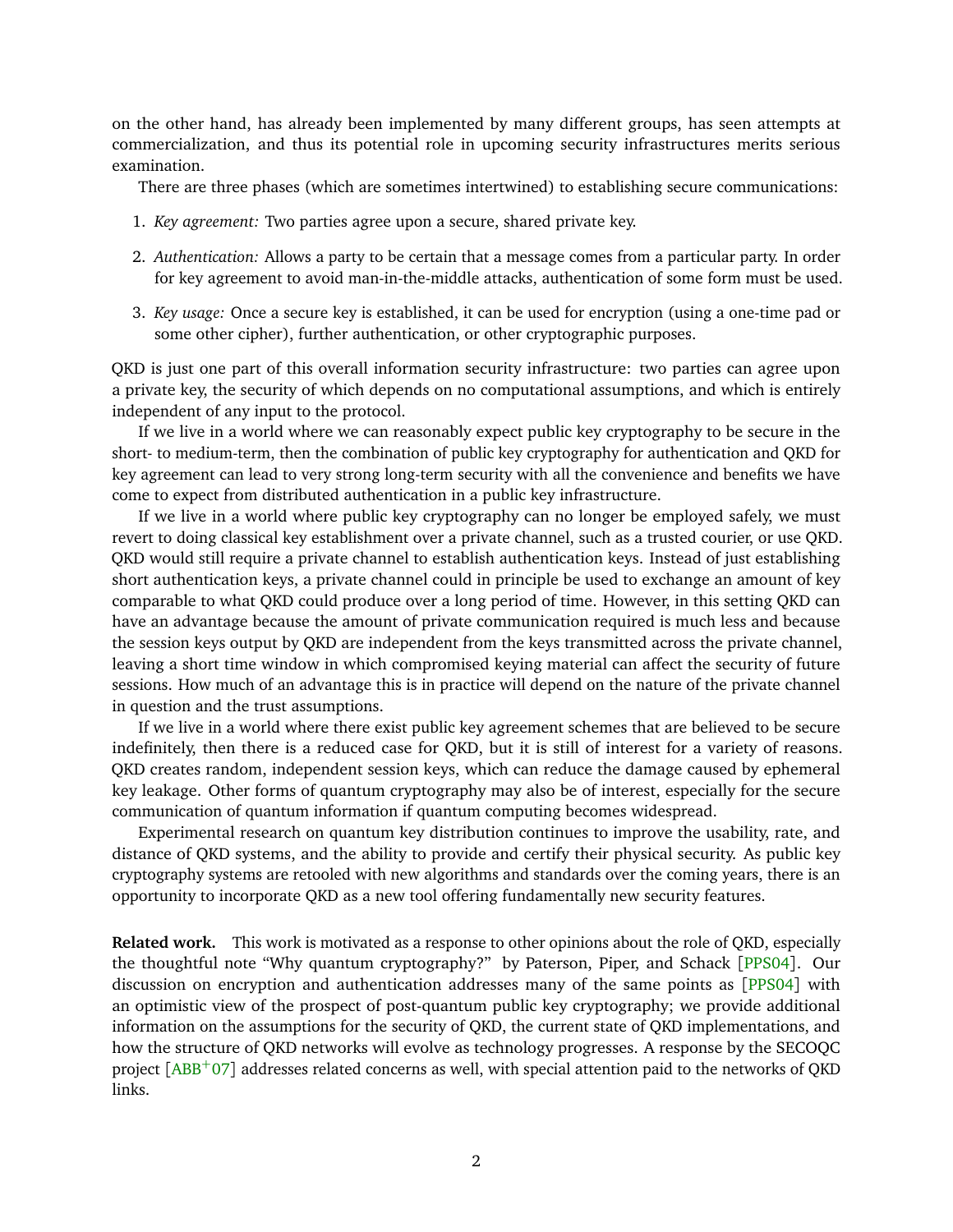on the other hand, has already been implemented by many different groups, has seen attempts at commercialization, and thus its potential role in upcoming security infrastructures merits serious examination.

There are three phases (which are sometimes intertwined) to establishing secure communications:

1. *Key agreement:* Two parties agree upon a secure, shared private key.
2. *Authentication:* Allows a party to be certain that a message comes from a particular party. In order for key agreement to avoid man-in-the-middle attacks, authentication of some form must be used.
3. *Key usage:* Once a secure key is established, it can be used for encryption (using a one-time pad or some other cipher), further authentication, or other cryptographic purposes.

QKD is just one part of this overall information security infrastructure: two parties can agree upon a private key, the security of which depends on no computational assumptions, and which is entirely independent of any input to the protocol.

If we live in a world where we can reasonably expect public key cryptography to be secure in the short- to medium-term, then the combination of public key cryptography for authentication and QKD for key agreement can lead to very strong long-term security with all the convenience and benefits we have come to expect from distributed authentication in a public key infrastructure.

If we live in a world where public key cryptography can no longer be employed safely, we must revert to doing classical key establishment over a private channel, such as a trusted courier, or use QKD. QKD would still require a private channel to establish authentication keys. Instead of just establishing short authentication keys, a private channel could in principle be used to exchange an amount of key comparable to what QKD could produce over a long period of time. However, in this setting QKD can have an advantage because the amount of private communication required is much less and because the session keys output by QKD are independent from the keys transmitted across the private channel, leaving a short time window in which compromised keying material can affect the security of future sessions. How much of an advantage this is in practice will depend on the nature of the private channel in question and the trust assumptions.

If we live in a world where there exist public key agreement schemes that are believed to be secure indefinitely, then there is a reduced case for QKD, but it is still of interest for a variety of reasons. QKD creates random, independent session keys, which can reduce the damage caused by ephemeral key leakage. Other forms of quantum cryptography may also be of interest, especially for the secure communication of quantum information if quantum computing becomes widespread.

Experimental research on quantum key distribution continues to improve the usability, rate, and distance of QKD systems, and the ability to provide and certify their physical security. As public key cryptography systems are retooled with new algorithms and standards over the coming years, there is an opportunity to incorporate QKD as a new tool offering fundamentally new security features.

**Related work.** This work is motivated as a response to other opinions about the role of QKD, especially the thoughtful note "Why quantum cryptography?" by Paterson, Piper, and Schack [PPS04]. Our discussion on encryption and authentication addresses many of the same points as [PPS04] with an optimistic view of the prospect of post-quantum public key cryptography; we provide additional information on the assumptions for the security of QKD, the current state of QKD implementations, and how the structure of QKD networks will evolve as technology progresses. A response by the SECOQC project [ABB+07] addresses related concerns as well, with special attention paid to the networks of QKD links.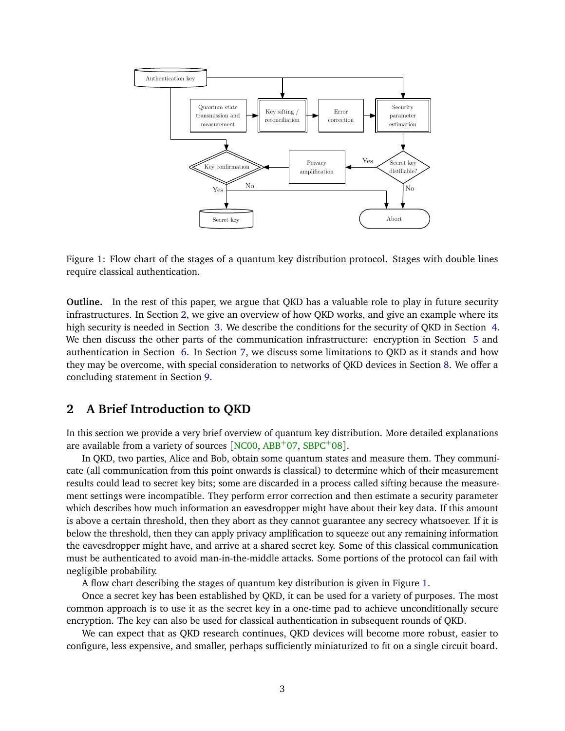Authentication key

Quantum state transmission and measurement

Key sifting / reconciliation

Error correction

Security parameter estimation

Key confirmation

Privacy amplification

Yes

Secret key distillable?

Yes

No

No

Secret key

Abort

Figure 1: Flow chart of the stages of a quantum key distribution protocol. Stages with double lines require classical authentication.

**Outline.** In the rest of this paper, we argue that QKD has a valuable role to play in future security infrastructures. In Section 2, we give an overview of how QKD works, and give an example where its high security is needed in Section 3. We describe the conditions for the security of QKD in Section 4. We then discuss the other parts of the communication infrastructure: encryption in Section 5 and authentication in Section 6. In Section 7, we discuss some limitations to QKD as it stands and how they may be overcome, with special consideration to networks of QKD devices in Section 8. We offer a concluding statement in Section 9.

## 2 A Brief Introduction to QKD

In this section we provide a very brief overview of quantum key distribution. More detailed explanations are available from a variety of sources [NC00, ABB+07, SBPC+08].

In QKD, two parties, Alice and Bob, obtain some quantum states and measure them. They communicate (all communication from this point onwards is classical) to determine which of their measurement results could lead to secret key bits; some are discarded in a process called sifting because the measurement settings were incompatible. They perform error correction and then estimate a security parameter which describes how much information an eavesdropper might have about their key data. If this amount is above a certain threshold, then they abort as they cannot guarantee any secrecy whatsoever. If it is below the threshold, then they can apply privacy amplification to squeeze out any remaining information the eavesdropper might have, and arrive at a shared secret key. Some of this classical communication must be authenticated to avoid man-in-the-middle attacks. Some portions of the protocol can fail with negligible probability.

A flow chart describing the stages of quantum key distribution is given in Figure 1.

Once a secret key has been established by QKD, it can be used for a variety of purposes. The most common approach is to use it as the secret key in a one-time pad to achieve unconditionally secure encryption. The key can also be used for classical authentication in subsequent rounds of QKD.

We can expect that as QKD research continues, QKD devices will become more robust, easier to configure, less expensive, and smaller, perhaps sufficiently miniaturized to fit on a single circuit board.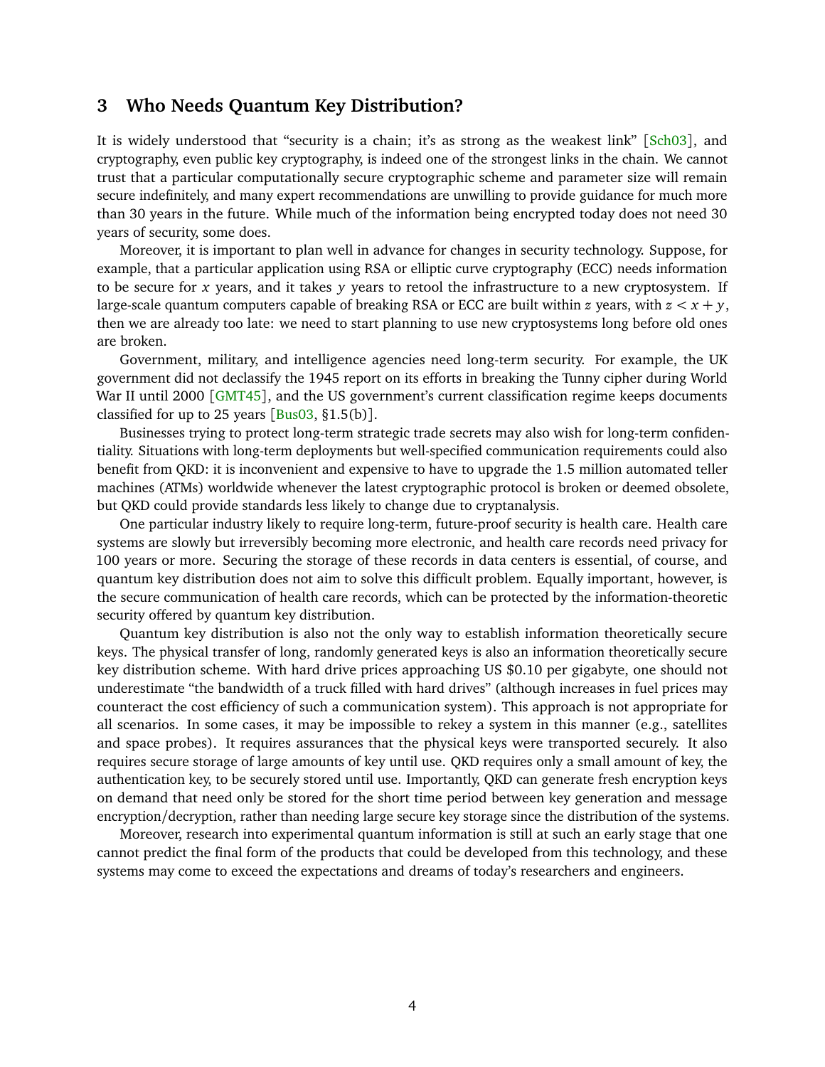## 3 Who Needs Quantum Key Distribution?

It is widely understood that "security is a chain; it's as strong as the weakest link" [Sch03], and cryptography, even public key cryptography, is indeed one of the strongest links in the chain. We cannot trust that a particular computationally secure cryptographic scheme and parameter size will remain secure indefinitely, and many expert recommendations are unwilling to provide guidance for much more than 30 years in the future. While much of the information being encrypted today does not need 30 years of security, some does.

Moreover, it is important to plan well in advance for changes in security technology. Suppose, for example, that a particular application using RSA or elliptic curve cryptography (ECC) needs information to be secure for $x$ years, and it takes $y$ years to retool the infrastructure to a new cryptosystem. If large-scale quantum computers capable of breaking RSA or ECC are built within $z$ years, with $z < x + y$, then we are already too late: we need to start planning to use new cryptosystems long before old ones are broken.

Government, military, and intelligence agencies need long-term security. For example, the UK government did not declassify the 1945 report on its efforts in breaking the Tunny cipher during World War II until 2000 [GMT45], and the US government's current classification regime keeps documents classified for up to 25 years [Bus03, §1.5(b)].

Businesses trying to protect long-term strategic trade secrets may also wish for long-term confidentiality. Situations with long-term deployments but well-specified communication requirements could also benefit from QKD: it is inconvenient and expensive to have to upgrade the 1.5 million automated teller machines (ATMs) worldwide whenever the latest cryptographic protocol is broken or deemed obsolete, but QKD could provide standards less likely to change due to cryptanalysis.

One particular industry likely to require long-term, future-proof security is health care. Health care systems are slowly but irreversibly becoming more electronic, and health care records need privacy for 100 years or more. Securing the storage of these records in data centers is essential, of course, and quantum key distribution does not aim to solve this difficult problem. Equally important, however, is the secure communication of health care records, which can be protected by the information-theoretic security offered by quantum key distribution.

Quantum key distribution is also not the only way to establish information theoretically secure keys. The physical transfer of long, randomly generated keys is also an information theoretically secure key distribution scheme. With hard drive prices approaching US $0.10 per gigabyte, one should not underestimate "the bandwidth of a truck filled with hard drives" (although increases in fuel prices may counteract the cost efficiency of such a communication system). This approach is not appropriate for all scenarios. In some cases, it may be impossible to rekey a system in this manner (e.g., satellites and space probes). It requires assurances that the physical keys were transported securely. It also requires secure storage of large amounts of key until use. QKD requires only a small amount of key, the authentication key, to be securely stored until use. Importantly, QKD can generate fresh encryption keys on demand that need only be stored for the short time period between key generation and message encryption/decryption, rather than needing large secure key storage since the distribution of the systems.

Moreover, research into experimental quantum information is still at such an early stage that one cannot predict the final form of the products that could be developed from this technology, and these systems may come to exceed the expectations and dreams of today's researchers and engineers.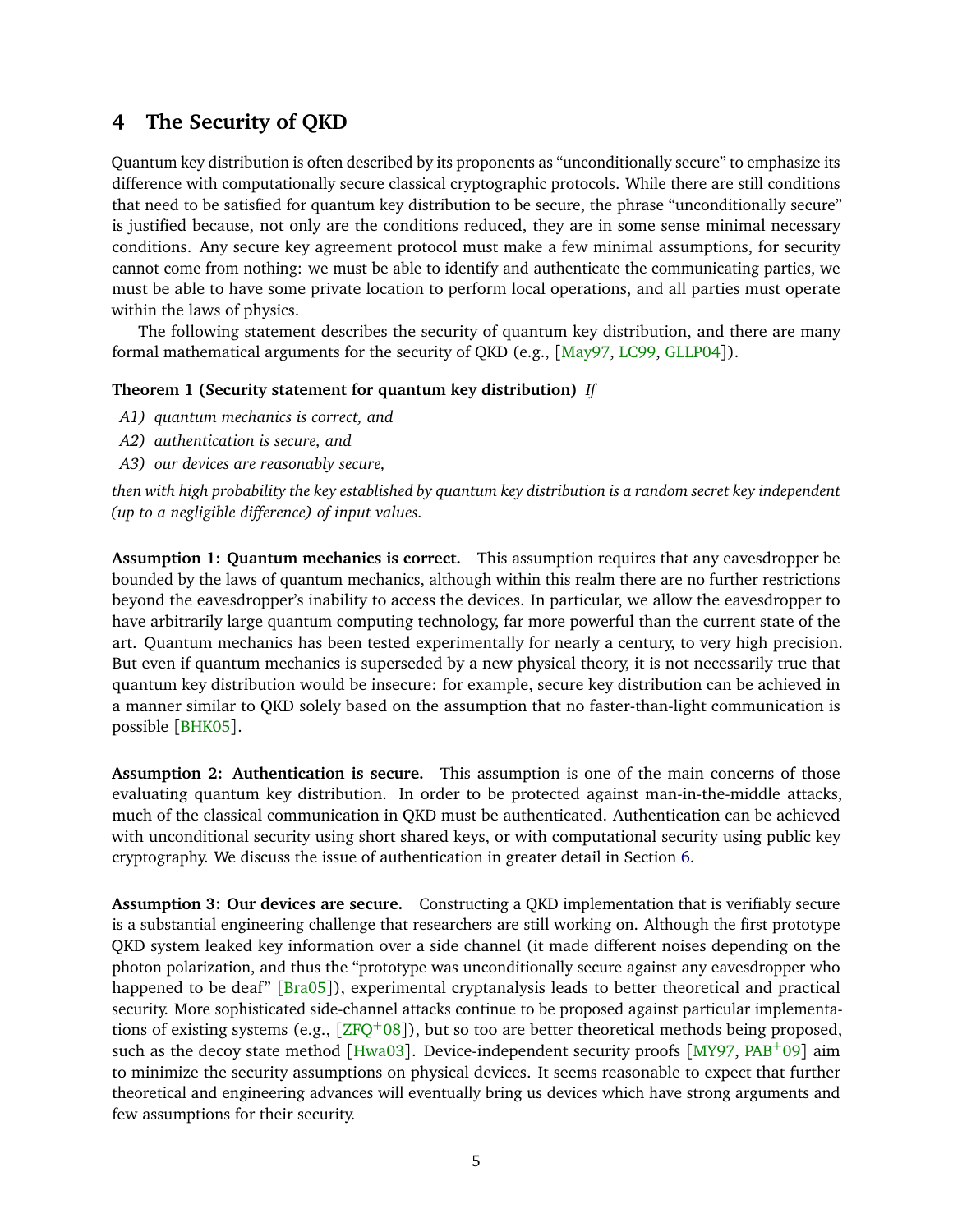## 4 The Security of QKD

Quantum key distribution is often described by its proponents as "unconditionally secure" to emphasize its difference with computationally secure classical cryptographic protocols. While there are still conditions that need to be satisfied for quantum key distribution to be secure, the phrase "unconditionally secure" is justified because, not only are the conditions reduced, they are in some sense minimal necessary conditions. Any secure key agreement protocol must make a few minimal assumptions, for security cannot come from nothing: we must be able to identify and authenticate the communicating parties, we must be able to have some private location to perform local operations, and all parties must operate within the laws of physics.

The following statement describes the security of quantum key distribution, and there are many formal mathematical arguments for the security of QKD (e.g., [May97, LC99, GLLP04]).

**Theorem 1 (Security statement for quantum key distribution)** *If*

*A1) quantum mechanics is correct, and*

*A2) authentication is secure, and*

*A3) our devices are reasonably secure,*

*then with high probability the key established by quantum key distribution is a random secret key independent (up to a negligible difference) of input values.*

**Assumption 1: Quantum mechanics is correct.** This assumption requires that any eavesdropper be bounded by the laws of quantum mechanics, although within this realm there are no further restrictions beyond the eavesdropper's inability to access the devices. In particular, we allow the eavesdropper to have arbitrarily large quantum computing technology, far more powerful than the current state of the art. Quantum mechanics has been tested experimentally for nearly a century, to very high precision. But even if quantum mechanics is superseded by a new physical theory, it is not necessarily true that quantum key distribution would be insecure: for example, secure key distribution can be achieved in a manner similar to QKD solely based on the assumption that no faster-than-light communication is possible [BHK05].

**Assumption 2: Authentication is secure.** This assumption is one of the main concerns of those evaluating quantum key distribution. In order to be protected against man-in-the-middle attacks, much of the classical communication in QKD must be authenticated. Authentication can be achieved with unconditional security using short shared keys, or with computational security using public key cryptography. We discuss the issue of authentication in greater detail in Section 6.

**Assumption 3: Our devices are secure.** Constructing a QKD implementation that is verifiably secure is a substantial engineering challenge that researchers are still working on. Although the first prototype QKD system leaked key information over a side channel (it made different noises depending on the photon polarization, and thus the "prototype was unconditionally secure against any eavesdropper who happened to be deaf" [Bra05]), experimental cryptanalysis leads to better theoretical and practical security. More sophisticated side-channel attacks continue to be proposed against particular implementations of existing systems (e.g., [ZFQ+08]), but so too are better theoretical methods being proposed, such as the decoy state method [Hwa03]. Device-independent security proofs [MY97, PAB+09] aim to minimize the security assumptions on physical devices. It seems reasonable to expect that further theoretical and engineering advances will eventually bring us devices which have strong arguments and few assumptions for their security.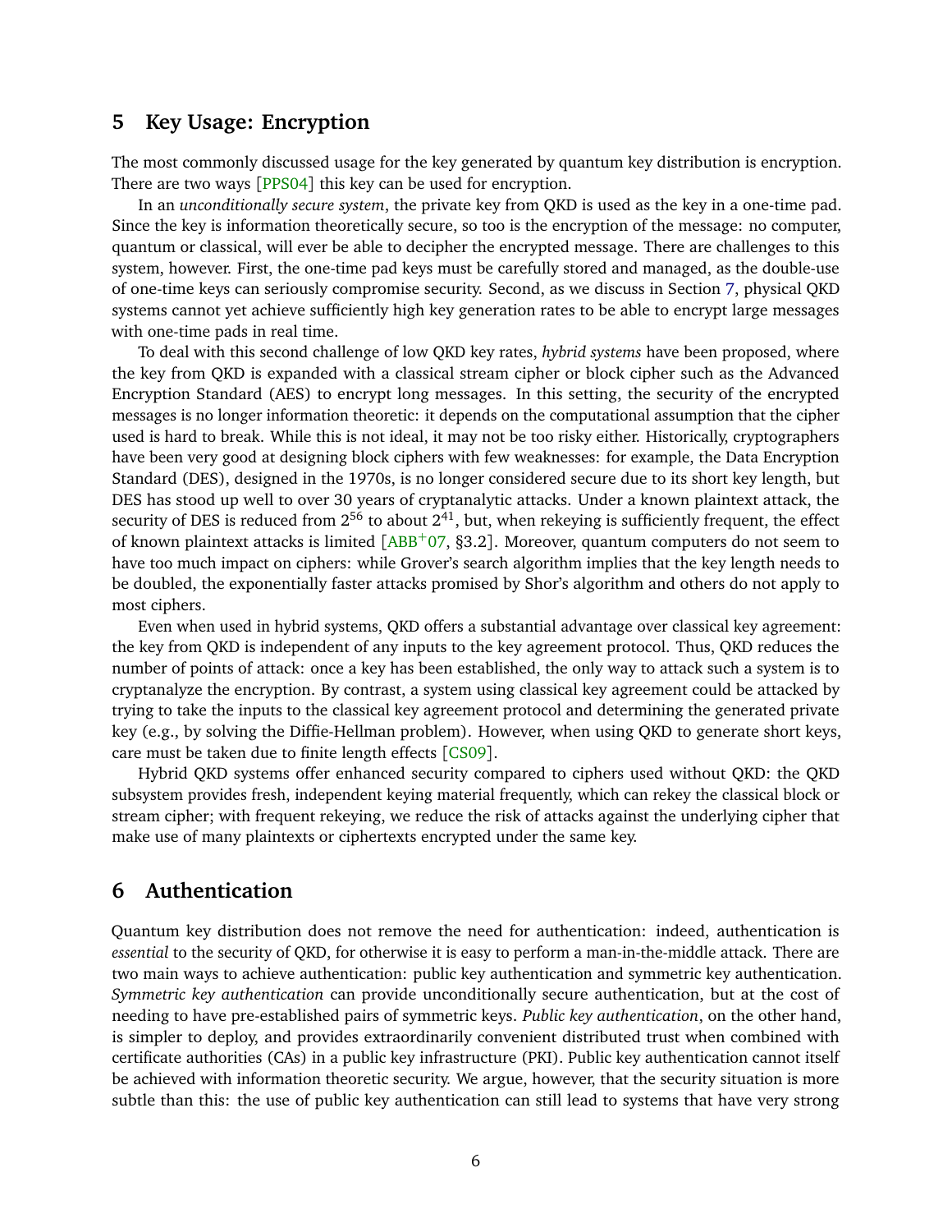## 5 Key Usage: Encryption

The most commonly discussed usage for the key generated by quantum key distribution is encryption. There are two ways [PPS04] this key can be used for encryption.

In an *unconditionally secure system*, the private key from QKD is used as the key in a one-time pad. Since the key is information theoretically secure, so too is the encryption of the message: no computer, quantum or classical, will ever be able to decipher the encrypted message. There are challenges to this system, however. First, the one-time pad keys must be carefully stored and managed, as the double-use of one-time keys can seriously compromise security. Second, as we discuss in Section 7, physical QKD systems cannot yet achieve sufficiently high key generation rates to be able to encrypt large messages with one-time pads in real time.

To deal with this second challenge of low QKD key rates, *hybrid systems* have been proposed, where the key from QKD is expanded with a classical stream cipher or block cipher such as the Advanced Encryption Standard (AES) to encrypt long messages. In this setting, the security of the encrypted messages is no longer information theoretic: it depends on the computational assumption that the cipher used is hard to break. While this is not ideal, it may not be too risky either. Historically, cryptographers have been very good at designing block ciphers with few weaknesses: for example, the Data Encryption Standard (DES), designed in the 1970s, is no longer considered secure due to its short key length, but DES has stood up well to over 30 years of cryptanalytic attacks. Under a known plaintext attack, the security of DES is reduced from $2^{56}$ to about $2^{41}$, but, when rekeying is sufficiently frequent, the effect of known plaintext attacks is limited [ABB+07, §3.2]. Moreover, quantum computers do not seem to have too much impact on ciphers: while Grover's search algorithm implies that the key length needs to be doubled, the exponentially faster attacks promised by Shor's algorithm and others do not apply to most ciphers.

Even when used in hybrid systems, QKD offers a substantial advantage over classical key agreement: the key from QKD is independent of any inputs to the key agreement protocol. Thus, QKD reduces the number of points of attack: once a key has been established, the only way to attack such a system is to cryptanalyze the encryption. By contrast, a system using classical key agreement could be attacked by trying to take the inputs to the classical key agreement protocol and determining the generated private key (e.g., by solving the Diffie-Hellman problem). However, when using QKD to generate short keys, care must be taken due to finite length effects [CS09].

Hybrid QKD systems offer enhanced security compared to ciphers used without QKD: the QKD subsystem provides fresh, independent keying material frequently, which can rekey the classical block or stream cipher; with frequent rekeying, we reduce the risk of attacks against the underlying cipher that make use of many plaintexts or ciphertexts encrypted under the same key.

## 6 Authentication

Quantum key distribution does not remove the need for authentication: indeed, authentication is *essential* to the security of QKD, for otherwise it is easy to perform a man-in-the-middle attack. There are two main ways to achieve authentication: public key authentication and symmetric key authentication. *Symmetric key authentication* can provide unconditionally secure authentication, but at the cost of needing to have pre-established pairs of symmetric keys. *Public key authentication*, on the other hand, is simpler to deploy, and provides extraordinarily convenient distributed trust when combined with certificate authorities (CAs) in a public key infrastructure (PKI). Public key authentication cannot itself be achieved with information theoretic security. We argue, however, that the security situation is more subtle than this: the use of public key authentication can still lead to systems that have very strong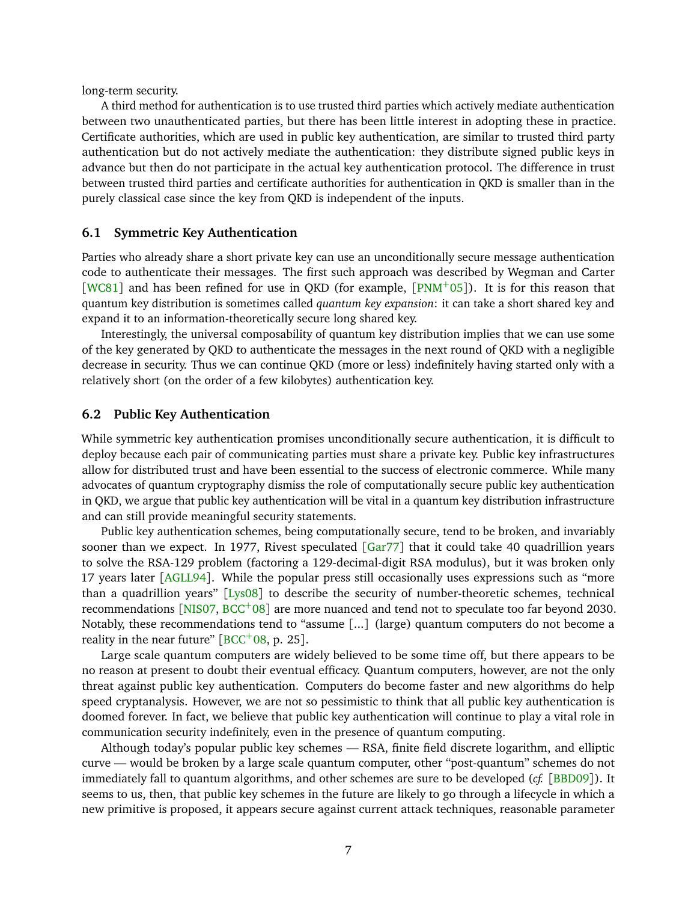long-term security.

A third method for authentication is to use trusted third parties which actively mediate authentication between two unauthenticated parties, but there has been little interest in adopting these in practice. Certificate authorities, which are used in public key authentication, are similar to trusted third party authentication but do not actively mediate the authentication: they distribute signed public keys in advance but then do not participate in the actual key authentication protocol. The difference in trust between trusted third parties and certificate authorities for authentication in QKD is smaller than in the purely classical case since the key from QKD is independent of the inputs.

### 6.1 Symmetric Key Authentication

Parties who already share a short private key can use an unconditionally secure message authentication code to authenticate their messages. The first such approach was described by Wegman and Carter [WC81] and has been refined for use in QKD (for example, [PNM+05]). It is for this reason that quantum key distribution is sometimes called *quantum key expansion*: it can take a short shared key and expand it to an information-theoretically secure long shared key.

Interestingly, the universal composability of quantum key distribution implies that we can use some of the key generated by QKD to authenticate the messages in the next round of QKD with a negligible decrease in security. Thus we can continue QKD (more or less) indefinitely having started only with a relatively short (on the order of a few kilobytes) authentication key.

### 6.2 Public Key Authentication

While symmetric key authentication promises unconditionally secure authentication, it is difficult to deploy because each pair of communicating parties must share a private key. Public key infrastructures allow for distributed trust and have been essential to the success of electronic commerce. While many advocates of quantum cryptography dismiss the role of computationally secure public key authentication in QKD, we argue that public key authentication will be vital in a quantum key distribution infrastructure and can still provide meaningful security statements.

Public key authentication schemes, being computationally secure, tend to be broken, and invariably sooner than we expect. In 1977, Rivest speculated [Gar77] that it could take 40 quadrillion years to solve the RSA-129 problem (factoring a 129-decimal-digit RSA modulus), but it was broken only 17 years later [AGLL94]. While the popular press still occasionally uses expressions such as "more than a quadrillion years" [Lys08] to describe the security of number-theoretic schemes, technical recommendations [NIS07, BCC+08] are more nuanced and tend not to speculate too far beyond 2030. Notably, these recommendations tend to "assume [...] (large) quantum computers do not become a reality in the near future" [BCC+08, p. 25].

Large scale quantum computers are widely believed to be some time off, but there appears to be no reason at present to doubt their eventual efficacy. Quantum computers, however, are not the only threat against public key authentication. Computers do become faster and new algorithms do help speed cryptanalysis. However, we are not so pessimistic to think that all public key authentication is doomed forever. In fact, we believe that public key authentication will continue to play a vital role in communication security indefinitely, even in the presence of quantum computing.

Although today's popular public key schemes — RSA, finite field discrete logarithm, and elliptic curve — would be broken by a large scale quantum computer, other "post-quantum" schemes do not immediately fall to quantum algorithms, and other schemes are sure to be developed (*cf.* [BBD09]). It seems to us, then, that public key schemes in the future are likely to go through a lifecycle in which a new primitive is proposed, it appears secure against current attack techniques, reasonable parameter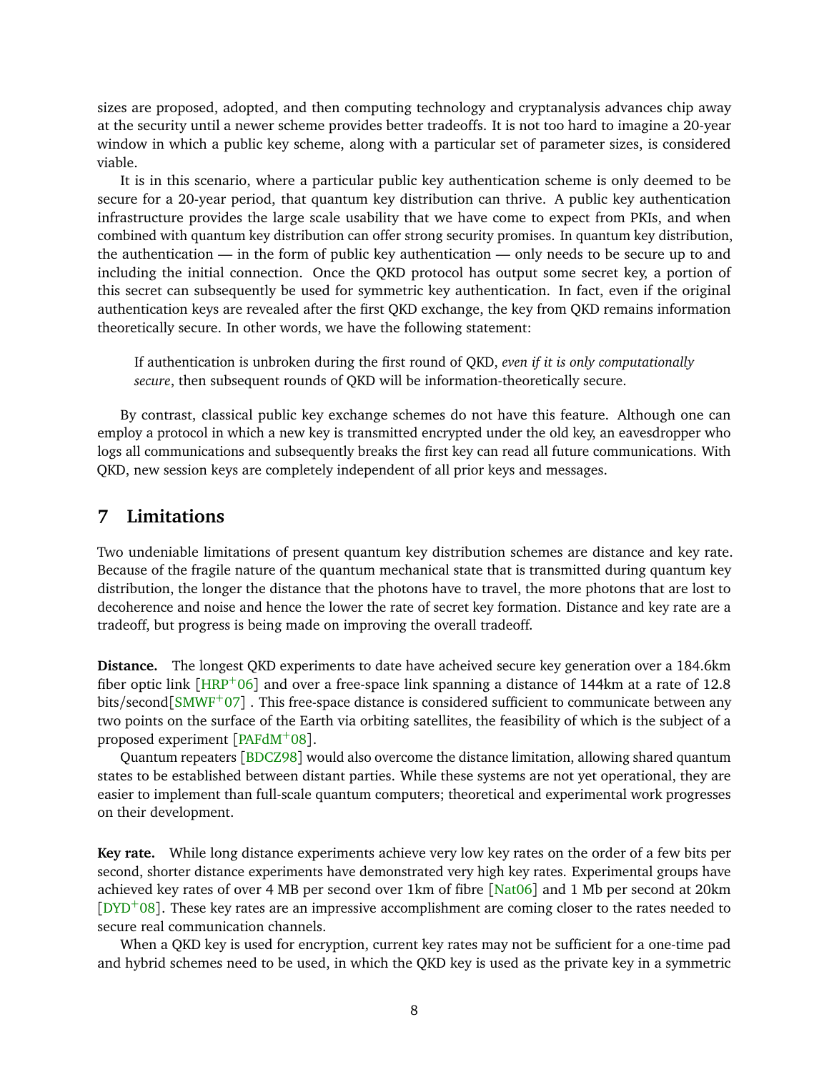sizes are proposed, adopted, and then computing technology and cryptanalysis advances chip away at the security until a newer scheme provides better tradeoffs. It is not too hard to imagine a 20-year window in which a public key scheme, along with a particular set of parameter sizes, is considered viable.

It is in this scenario, where a particular public key authentication scheme is only deemed to be secure for a 20-year period, that quantum key distribution can thrive. A public key authentication infrastructure provides the large scale usability that we have come to expect from PKIs, and when combined with quantum key distribution can offer strong security promises. In quantum key distribution, the authentication — in the form of public key authentication — only needs to be secure up to and including the initial connection. Once the QKD protocol has output some secret key, a portion of this secret can subsequently be used for symmetric key authentication. In fact, even if the original authentication keys are revealed after the first QKD exchange, the key from QKD remains information theoretically secure. In other words, we have the following statement:

> If authentication is unbroken during the first round of QKD, *even if it is only computationally secure*, then subsequent rounds of QKD will be information-theoretically secure.

By contrast, classical public key exchange schemes do not have this feature. Although one can employ a protocol in which a new key is transmitted encrypted under the old key, an eavesdropper who logs all communications and subsequently breaks the first key can read all future communications. With QKD, new session keys are completely independent of all prior keys and messages.

## 7 Limitations

Two undeniable limitations of present quantum key distribution schemes are distance and key rate. Because of the fragile nature of the quantum mechanical state that is transmitted during quantum key distribution, the longer the distance that the photons have to travel, the more photons that are lost to decoherence and noise and hence the lower the rate of secret key formation. Distance and key rate are a tradeoff, but progress is being made on improving the overall tradeoff.

**Distance.** The longest QKD experiments to date have acheived secure key generation over a 184.6km fiber optic link [HRP+06] and over a free-space link spanning a distance of 144km at a rate of 12.8 bits/second[SMWF+07] . This free-space distance is considered sufficient to communicate between any two points on the surface of the Earth via orbiting satellites, the feasibility of which is the subject of a proposed experiment [PAFdM+08].

Quantum repeaters [BDCZ98] would also overcome the distance limitation, allowing shared quantum states to be established between distant parties. While these systems are not yet operational, they are easier to implement than full-scale quantum computers; theoretical and experimental work progresses on their development.

**Key rate.** While long distance experiments achieve very low key rates on the order of a few bits per second, shorter distance experiments have demonstrated very high key rates. Experimental groups have achieved key rates of over 4 MB per second over 1km of fibre [Nat06] and 1 Mb per second at 20km [DYD+08]. These key rates are an impressive accomplishment are coming closer to the rates needed to secure real communication channels.

When a QKD key is used for encryption, current key rates may not be sufficient for a one-time pad and hybrid schemes need to be used, in which the QKD key is used as the private key in a symmetric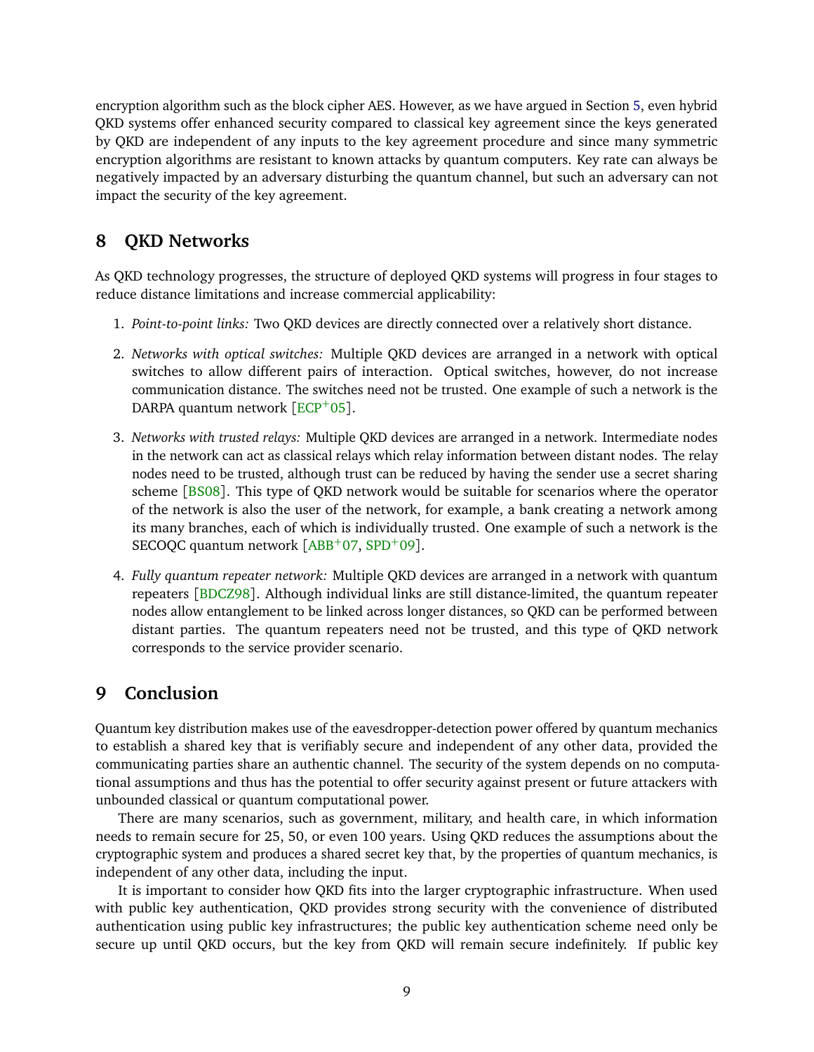encryption algorithm such as the block cipher AES. However, as we have argued in Section 5, even hybrid QKD systems offer enhanced security compared to classical key agreement since the keys generated by QKD are independent of any inputs to the key agreement procedure and since many symmetric encryption algorithms are resistant to known attacks by quantum computers. Key rate can always be negatively impacted by an adversary disturbing the quantum channel, but such an adversary can not impact the security of the key agreement.

## 8 QKD Networks

As QKD technology progresses, the structure of deployed QKD systems will progress in four stages to reduce distance limitations and increase commercial applicability:

1. *Point-to-point links:* Two QKD devices are directly connected over a relatively short distance.

2. *Networks with optical switches:* Multiple QKD devices are arranged in a network with optical switches to allow different pairs of interaction. Optical switches, however, do not increase communication distance. The switches need not be trusted. One example of such a network is the DARPA quantum network [ECP+05].

3. *Networks with trusted relays:* Multiple QKD devices are arranged in a network. Intermediate nodes in the network can act as classical relays which relay information between distant nodes. The relay nodes need to be trusted, although trust can be reduced by having the sender use a secret sharing scheme [BS08]. This type of QKD network would be suitable for scenarios where the operator of the network is also the user of the network, for example, a bank creating a network among its many branches, each of which is individually trusted. One example of such a network is the SECOQC quantum network [ABB+07, SPD+09].

4. *Fully quantum repeater network:* Multiple QKD devices are arranged in a network with quantum repeaters [BDCZ98]. Although individual links are still distance-limited, the quantum repeater nodes allow entanglement to be linked across longer distances, so QKD can be performed between distant parties. The quantum repeaters need not be trusted, and this type of QKD network corresponds to the service provider scenario.

## 9 Conclusion

Quantum key distribution makes use of the eavesdropper-detection power offered by quantum mechanics to establish a shared key that is verifiably secure and independent of any other data, provided the communicating parties share an authentic channel. The security of the system depends on no computational assumptions and thus has the potential to offer security against present or future attackers with unbounded classical or quantum computational power.

There are many scenarios, such as government, military, and health care, in which information needs to remain secure for 25, 50, or even 100 years. Using QKD reduces the assumptions about the cryptographic system and produces a shared secret key that, by the properties of quantum mechanics, is independent of any other data, including the input.

It is important to consider how QKD fits into the larger cryptographic infrastructure. When used with public key authentication, QKD provides strong security with the convenience of distributed authentication using public key infrastructures; the public key authentication scheme need only be secure up until QKD occurs, but the key from QKD will remain secure indefinitely. If public key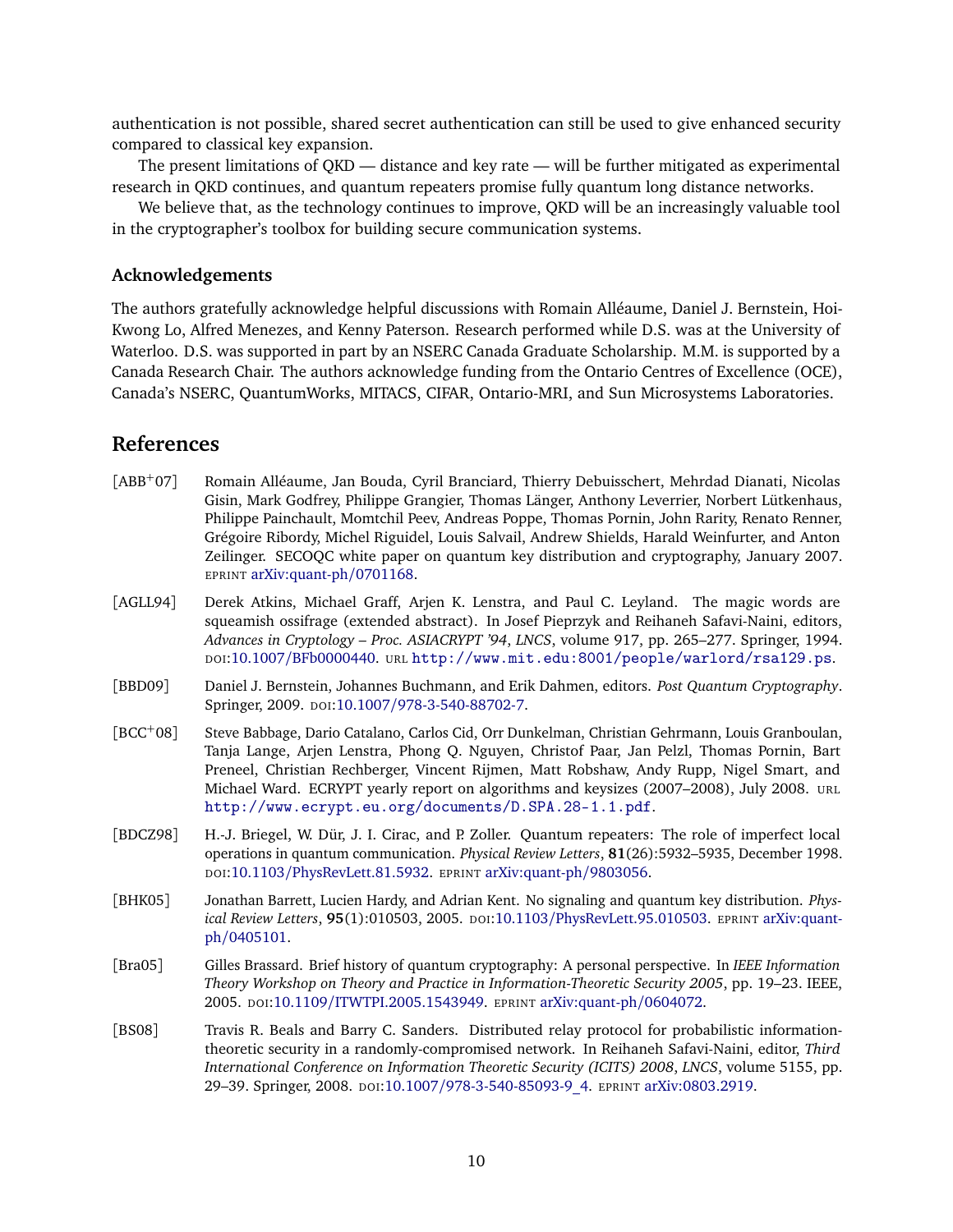authentication is not possible, shared secret authentication can still be used to give enhanced security compared to classical key expansion.

The present limitations of QKD — distance and key rate — will be further mitigated as experimental research in QKD continues, and quantum repeaters promise fully quantum long distance networks.

We believe that, as the technology continues to improve, QKD will be an increasingly valuable tool in the cryptographer's toolbox for building secure communication systems.

### Acknowledgements

The authors gratefully acknowledge helpful discussions with Romain Alléaume, Daniel J. Bernstein, Hoi-Kwong Lo, Alfred Menezes, and Kenny Paterson. Research performed while D.S. was at the University of Waterloo. D.S. was supported in part by an NSERC Canada Graduate Scholarship. M.M. is supported by a Canada Research Chair. The authors acknowledge funding from the Ontario Centres of Excellence (OCE), Canada's NSERC, QuantumWorks, MITACS, CIFAR, Ontario-MRI, and Sun Microsystems Laboratories.

## References

[ABB+07] Romain Alléaume, Jan Bouda, Cyril Branciard, Thierry Debuisschert, Mehrdad Dianati, Nicolas Gisin, Mark Godfrey, Philippe Grangier, Thomas Länger, Anthony Leverrier, Norbert Lütkenhaus, Philippe Painchault, Momtchil Peev, Andreas Poppe, Thomas Pornin, John Rarity, Renato Renner, Grégoire Ribordy, Michel Riguidel, Louis Salvail, Andrew Shields, Harald Weinfurter, and Anton Zeilinger. SECOQC white paper on quantum key distribution and cryptography, January 2007. EPRINT arXiv:quant-ph/0701168.

[AGLL94] Derek Atkins, Michael Graff, Arjen K. Lenstra, and Paul C. Leyland. The magic words are squeamish ossifrage (extended abstract). In Josef Pieprzyk and Reihaneh Safavi-Naini, editors, *Advances in Cryptology – Proc. ASIACRYPT '94, LNCS*, volume 917, pp. 265–277. Springer, 1994. DOI:10.1007/BFb0000440. URL http://www.mit.edu:8001/people/warlord/rsa129.ps.

[BBD09] Daniel J. Bernstein, Johannes Buchmann, and Erik Dahmen, editors. *Post Quantum Cryptography*. Springer, 2009. DOI:10.1007/978-3-540-88702-7.

[BCC+08] Steve Babbage, Dario Catalano, Carlos Cid, Orr Dunkelman, Christian Gehrmann, Louis Granboulan, Tanja Lange, Arjen Lenstra, Phong Q. Nguyen, Christof Paar, Jan Pelzl, Thomas Pornin, Bart Preneel, Christian Rechberger, Vincent Rijmen, Matt Robshaw, Andy Rupp, Nigel Smart, and Michael Ward. ECRYPT yearly report on algorithms and keysizes (2007–2008), July 2008. URL http://www.ecrypt.eu.org/documents/D.SPA.28-1.1.pdf.

[BDCZ98] H.-J. Briegel, W. Dür, J. I. Cirac, and P. Zoller. Quantum repeaters: The role of imperfect local operations in quantum communication. *Physical Review Letters*, **81**(26):5932–5935, December 1998. DOI:10.1103/PhysRevLett.81.5932. EPRINT arXiv:quant-ph/9803056.

[BHK05] Jonathan Barrett, Lucien Hardy, and Adrian Kent. No signaling and quantum key distribution. *Physical Review Letters*, **95**(1):010503, 2005. DOI:10.1103/PhysRevLett.95.010503. EPRINT arXiv:quant-ph/0405101.

[Bra05] Gilles Brassard. Brief history of quantum cryptography: A personal perspective. In *IEEE Information Theory Workshop on Theory and Practice in Information-Theoretic Security 2005*, pp. 19–23. IEEE, 2005. DOI:10.1109/ITWTPI.2005.1543949. EPRINT arXiv:quant-ph/0604072.

[BS08] Travis R. Beals and Barry C. Sanders. Distributed relay protocol for probabilistic information-theoretic security in a randomly-compromised network. In Reihaneh Safavi-Naini, editor, *Third International Conference on Information Theoretic Security (ICITS) 2008, LNCS*, volume 5155, pp. 29–39. Springer, 2008. DOI:10.1007/978-3-540-85093-9_4. EPRINT arXiv:0803.2919.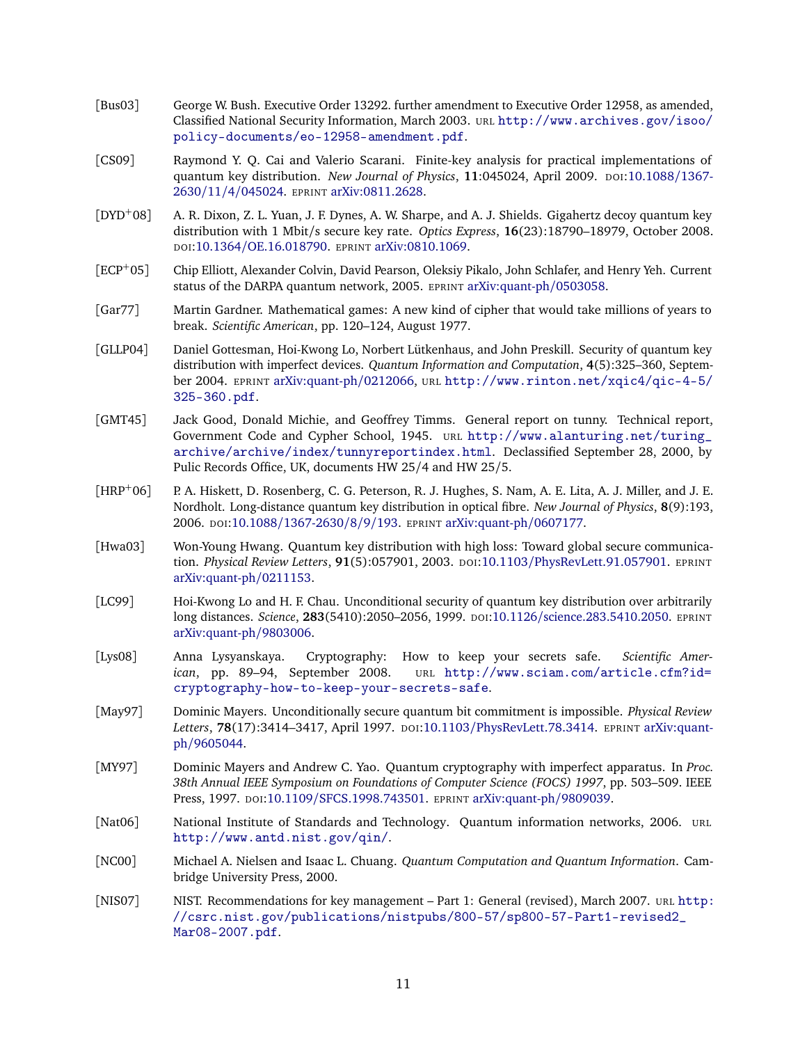[Bus03] George W. Bush. Executive Order 13292. further amendment to Executive Order 12958, as amended, Classified National Security Information, March 2003. URL http://www.archives.gov/isoo/policy-documents/eo-12958-amendment.pdf.

[CS09] Raymond Y. Q. Cai and Valerio Scarani. Finite-key analysis for practical implementations of quantum key distribution. *New Journal of Physics*, **11**:045024, April 2009. DOI:10.1088/1367-2630/11/4/045024. EPRINT arXiv:0811.2628.

[DYD+08] A. R. Dixon, Z. L. Yuan, J. F. Dynes, A. W. Sharpe, and A. J. Shields. Gigahertz decoy quantum key distribution with 1 Mbit/s secure key rate. *Optics Express*, **16**(23):18790–18979, October 2008. DOI:10.1364/OE.16.018790. EPRINT arXiv:0810.1069.

[ECP+05] Chip Elliott, Alexander Colvin, David Pearson, Oleksiy Pikalo, John Schlafer, and Henry Yeh. Current status of the DARPA quantum network, 2005. EPRINT arXiv:quant-ph/0503058.

[Gar77] Martin Gardner. Mathematical games: A new kind of cipher that would take millions of years to break. *Scientific American*, pp. 120–124, August 1977.

[GLLP04] Daniel Gottesman, Hoi-Kwong Lo, Norbert Lütkenhaus, and John Preskill. Security of quantum key distribution with imperfect devices. *Quantum Information and Computation*, **4**(5):325–360, September 2004. EPRINT arXiv:quant-ph/0212066, URL http://www.rinton.net/xqic4/qic-4-5/325-360.pdf.

[GMT45] Jack Good, Donald Michie, and Geoffrey Timms. General report on tunny. Technical report, Government Code and Cypher School, 1945. URL http://www.alanturing.net/turing_archive/archive/index/tunnyreportindex.html. Declassified September 28, 2000, by Pulic Records Office, UK, documents HW 25/4 and HW 25/5.

[HRP+06] P. A. Hiskett, D. Rosenberg, C. G. Peterson, R. J. Hughes, S. Nam, A. E. Lita, A. J. Miller, and J. E. Nordholt. Long-distance quantum key distribution in optical fibre. *New Journal of Physics*, **8**(9):193, 2006. DOI:10.1088/1367-2630/8/9/193. EPRINT arXiv:quant-ph/0607177.

[Hwa03] Won-Young Hwang. Quantum key distribution with high loss: Toward global secure communication. *Physical Review Letters*, **91**(5):057901, 2003. DOI:10.1103/PhysRevLett.91.057901. EPRINT arXiv:quant-ph/0211153.

[LC99] Hoi-Kwong Lo and H. F. Chau. Unconditional security of quantum key distribution over arbitrarily long distances. *Science*, **283**(5410):2050–2056, 1999. DOI:10.1126/science.283.5410.2050. EPRINT arXiv:quant-ph/9803006.

[Lys08] Anna Lysyanskaya. Cryptography: How to keep your secrets safe. *Scientific American*, pp. 89–94, September 2008. URL http://www.sciam.com/article.cfm?id=cryptography-how-to-keep-your-secrets-safe.

[May97] Dominic Mayers. Unconditionally secure quantum bit commitment is impossible. *Physical Review Letters*, **78**(17):3414–3417, April 1997. DOI:10.1103/PhysRevLett.78.3414. EPRINT arXiv:quant-ph/9605044.

[MY97] Dominic Mayers and Andrew C. Yao. Quantum cryptography with imperfect apparatus. In *Proc. 38th Annual IEEE Symposium on Foundations of Computer Science (FOCS) 1997*, pp. 503–509. IEEE Press, 1997. DOI:10.1109/SFCS.1998.743501. EPRINT arXiv:quant-ph/9809039.

[Nat06] National Institute of Standards and Technology. Quantum information networks, 2006. URL http://www.antd.nist.gov/qin/.

[NC00] Michael A. Nielsen and Isaac L. Chuang. *Quantum Computation and Quantum Information*. Cambridge University Press, 2000.

[NIS07] NIST. Recommendations for key management – Part 1: General (revised), March 2007. URL http://csrc.nist.gov/publications/nistpubs/800-57/sp800-57-Part1-revised2_Mar08-2007.pdf.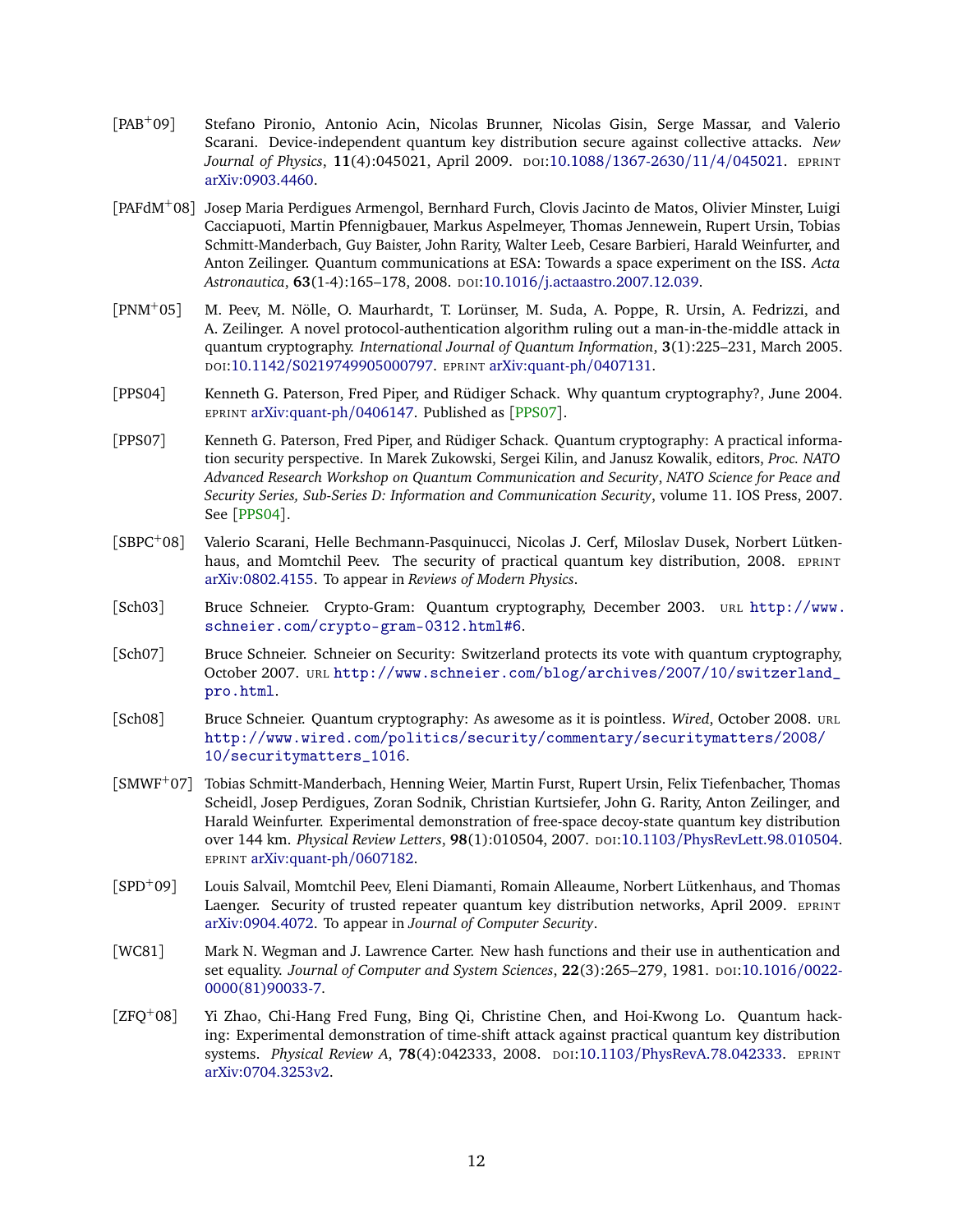[PAB+09] Stefano Pironio, Antonio Acin, Nicolas Brunner, Nicolas Gisin, Serge Massar, and Valerio Scarani. Device-independent quantum key distribution secure against collective attacks. *New Journal of Physics*, **11**(4):045021, April 2009. DOI:10.1088/1367-2630/11/4/045021. EPRINT arXiv:0903.4460.

[PAFdM+08] Josep Maria Perdigues Armengol, Bernhard Furch, Clovis Jacinto de Matos, Olivier Minster, Luigi Cacciapuoti, Martin Pfennigbauer, Markus Aspelmeyer, Thomas Jennewein, Rupert Ursin, Tobias Schmitt-Manderbach, Guy Baister, John Rarity, Walter Leeb, Cesare Barbieri, Harald Weinfurter, and Anton Zeilinger. Quantum communications at ESA: Towards a space experiment on the ISS. *Acta Astronautica*, **63**(1-4):165–178, 2008. DOI:10.1016/j.actaastro.2007.12.039.

[PNM+05] M. Peev, M. Nölle, O. Maurhardt, T. Lorünser, M. Suda, A. Poppe, R. Ursin, A. Fedrizzi, and A. Zeilinger. A novel protocol-authentication algorithm ruling out a man-in-the-middle attack in quantum cryptography. *International Journal of Quantum Information*, **3**(1):225–231, March 2005. DOI:10.1142/S0219749905000797. EPRINT arXiv:quant-ph/0407131.

[PPS04] Kenneth G. Paterson, Fred Piper, and Rüdiger Schack. Why quantum cryptography?, June 2004. EPRINT arXiv:quant-ph/0406147. Published as [PPS07].

[PPS07] Kenneth G. Paterson, Fred Piper, and Rüdiger Schack. Quantum cryptography: A practical information security perspective. In Marek Zukowski, Sergei Kilin, and Janusz Kowalik, editors, *Proc. NATO Advanced Research Workshop on Quantum Communication and Security*, *NATO Science for Peace and Security Series, Sub-Series D: Information and Communication Security*, volume 11. IOS Press, 2007. See [PPS04].

[SBPC+08] Valerio Scarani, Helle Bechmann-Pasquinucci, Nicolas J. Cerf, Miloslav Dusek, Norbert Lütkenhaus, and Momtchil Peev. The security of practical quantum key distribution, 2008. EPRINT arXiv:0802.4155. To appear in *Reviews of Modern Physics*.

[Sch03] Bruce Schneier. Crypto-Gram: Quantum cryptography, December 2003. URL `http://www.schneier.com/crypto-gram-0312.html#6`.

[Sch07] Bruce Schneier. Schneier on Security: Switzerland protects its vote with quantum cryptography, October 2007. URL `http://www.schneier.com/blog/archives/2007/10/switzerland_pro.html`.

[Sch08] Bruce Schneier. Quantum cryptography: As awesome as it is pointless. *Wired*, October 2008. URL `http://www.wired.com/politics/security/commentary/securitymatters/2008/10/securitymatters_1016`.

[SMWF+07] Tobias Schmitt-Manderbach, Henning Weier, Martin Furst, Rupert Ursin, Felix Tiefenbacher, Thomas Scheidl, Josep Perdigues, Zoran Sodnik, Christian Kurtsiefer, John G. Rarity, Anton Zeilinger, and Harald Weinfurter. Experimental demonstration of free-space decoy-state quantum key distribution over 144 km. *Physical Review Letters*, **98**(1):010504, 2007. DOI:10.1103/PhysRevLett.98.010504. EPRINT arXiv:quant-ph/0607182.

[SPD+09] Louis Salvail, Momtchil Peev, Eleni Diamanti, Romain Alleaume, Norbert Lütkenhaus, and Thomas Laenger. Security of trusted repeater quantum key distribution networks, April 2009. EPRINT arXiv:0904.4072. To appear in *Journal of Computer Security*.

[WC81] Mark N. Wegman and J. Lawrence Carter. New hash functions and their use in authentication and set equality. *Journal of Computer and System Sciences*, **22**(3):265–279, 1981. DOI:10.1016/0022-0000(81)90033-7.

[ZFQ+08] Yi Zhao, Chi-Hang Fred Fung, Bing Qi, Christine Chen, and Hoi-Kwong Lo. Quantum hacking: Experimental demonstration of time-shift attack against practical quantum key distribution systems. *Physical Review A*, **78**(4):042333, 2008. DOI:10.1103/PhysRevA.78.042333. EPRINT arXiv:0704.3253v2.